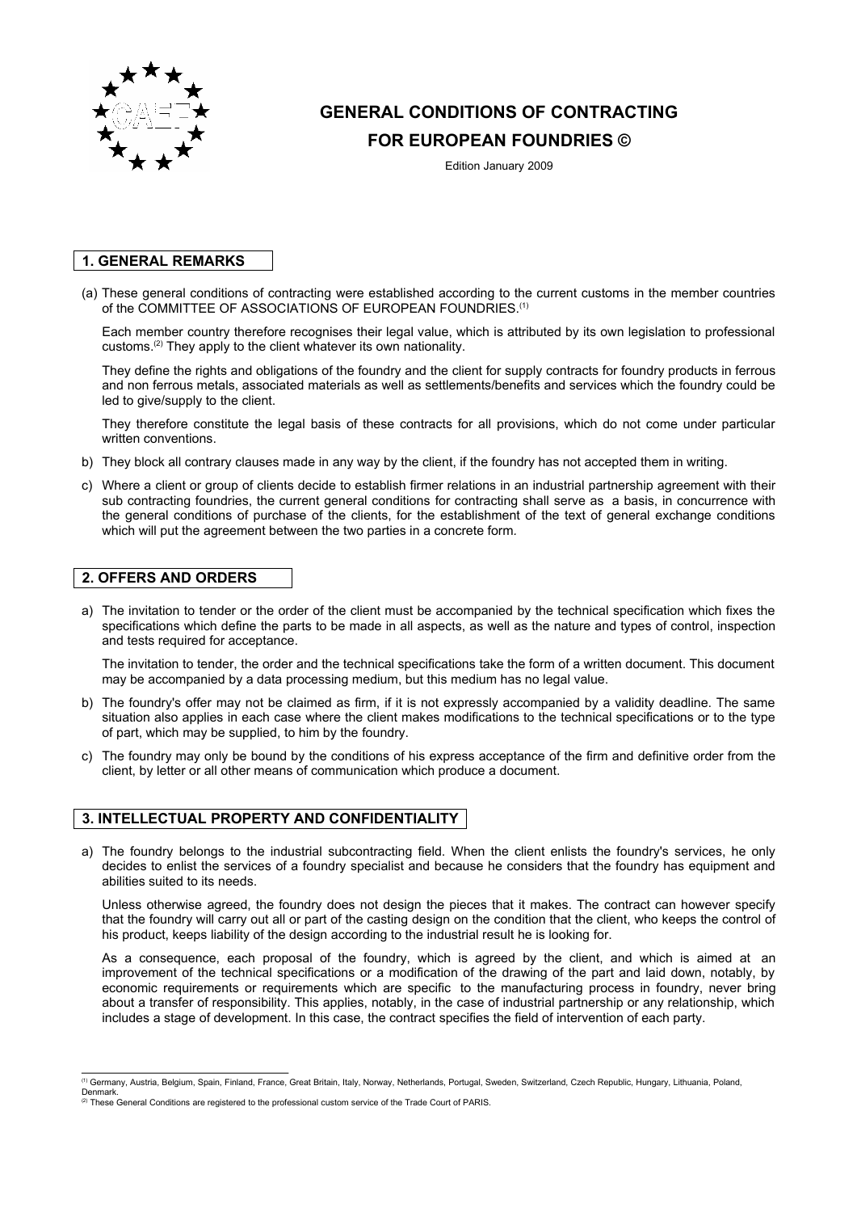# GENERAL CONDITIONS OF CONTRACTING FOR EUROPEAN FOUNDRIES ©

Edition January 2009

## 1. GENERAL REMARKS

(a) These general conditions of contracting were established according to the current customs in the member countries of the COMMITTEE OF ASSOCIATIONS OF EUROPEAN FOUNDRIES.[1]

Each member country therefore recognises their legal value, which is attributed by its own legislation to professional customs.[2] They apply to the client whatever its own nationality.

They define the rights and obligations of the foundry and the client for supply contracts for foundry products in ferrous and non ferrous metals, associated materials as well as settlements/benefits and services which the foundry could be led to give/supply to the client.

They therefore constitute the legal basis of these contracts for all provisions, which do not come under particular written conventions.

b) They block all contrary clauses made in any way by the client, if the foundry has not accepted them in writing.

c) Where a client or group of clients decide to establish firmer relations in an industrial partnership agreement with their sub contracting foundries, the current general conditions for contracting shall serve as a basis, in concurrence with the general conditions of purchase of the clients, for the establishment of the text of general exchange conditions which will put the agreement between the two parties in a concrete form.

## 2. OFFERS AND ORDERS

a) The invitation to tender or the order of the client must be accompanied by the technical specification which fixes the specifications which define the parts to be made in all aspects, as well as the nature and types of control, inspection and tests required for acceptance.

The invitation to tender, the order and the technical specifications take the form of a written document. This document may be accompanied by a data processing medium, but this medium has no legal value.

b) The foundry's offer may not be claimed as firm, if it is not expressly accompanied by a validity deadline. The same situation also applies in each case where the client makes modifications to the technical specifications or to the type of part, which may be supplied, to him by the foundry.

c) The foundry may only be bound by the conditions of his express acceptance of the firm and definitive order from the client, by letter or all other means of communication which produce a document.

## 3. INTELLECTUAL PROPERTY AND CONFIDENTIALITY

a) The foundry belongs to the industrial subcontracting field. When the client enlists the foundry's services, he only decides to enlist the services of a foundry specialist and because he considers that the foundry has equipment and abilities suited to its needs.

Unless otherwise agreed, the foundry does not design the pieces that it makes. The contract can however specify that the foundry will carry out all or part of the casting design on the condition that the client, who keeps the control of his product, keeps liability of the design according to the industrial result he is looking for.

As a consequence, each proposal of the foundry, which is agreed by the client, and which is aimed at an improvement of the technical specifications or a modification of the drawing of the part and laid down, notably, by economic requirements or requirements which are specific to the manufacturing process in foundry, never bring about a transfer of responsibility. This applies, notably, in the case of industrial partnership or any relationship, which includes a stage of development. In this case, the contract specifies the field of intervention of each party.

---

[1] Germany, Austria, Belgium, Spain, Finland, France, Great Britain, Italy, Norway, Netherlands, Portugal, Sweden, Switzerland, Czech Republic, Hungary, Lithuania, Poland, Denmark.

[2] These General Conditions are registered to the professional custom service of the Trade Court of PARIS.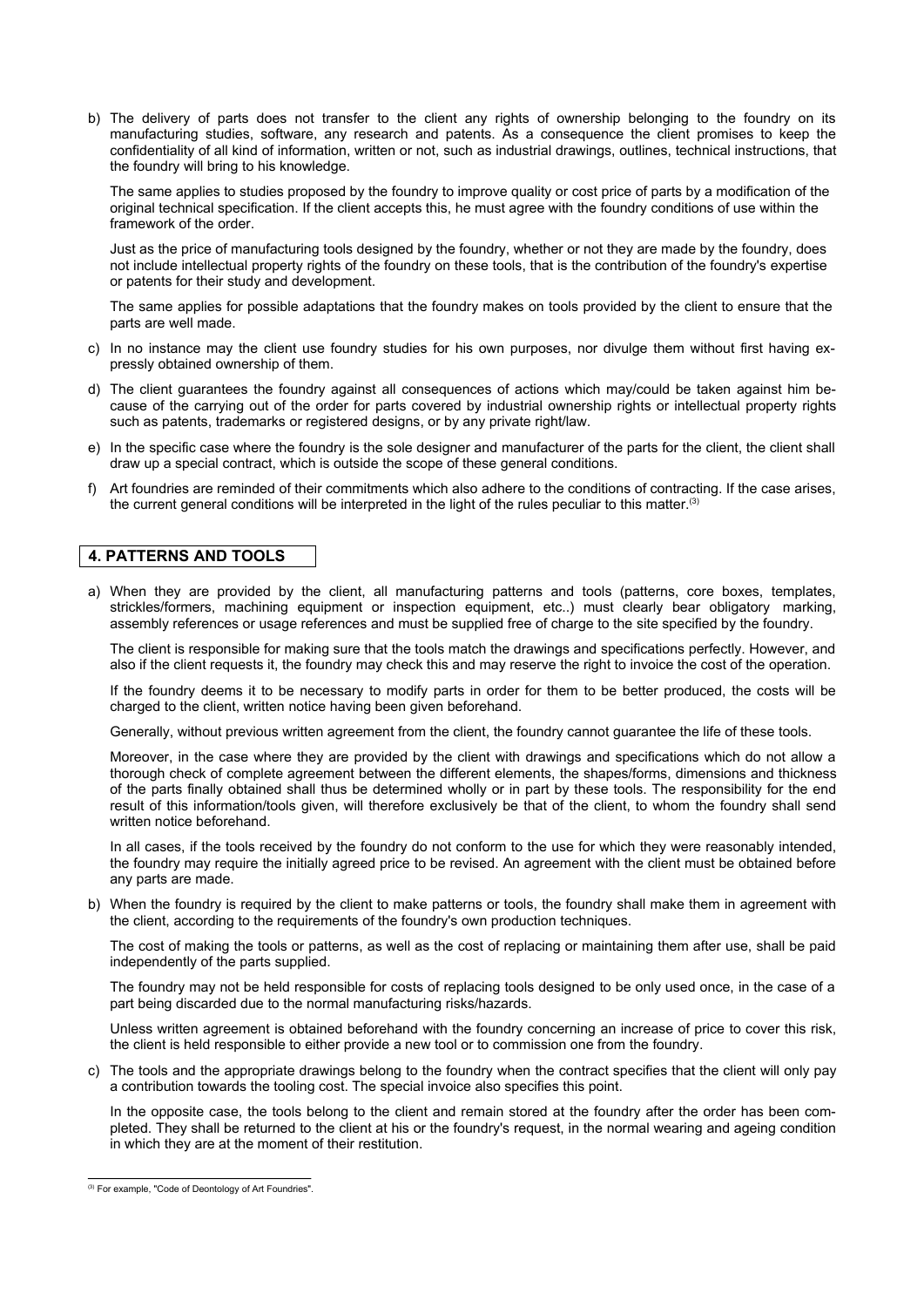b) The delivery of parts does not transfer to the client any rights of ownership belonging to the foundry on its manufacturing studies, software, any research and patents. As a consequence the client promises to keep the confidentiality of all kind of information, written or not, such as industrial drawings, outlines, technical instructions, that the foundry will bring to his knowledge.

   The same applies to studies proposed by the foundry to improve quality or cost price of parts by a modification of the original technical specification. If the client accepts this, he must agree with the foundry conditions of use within the framework of the order.

   Just as the price of manufacturing tools designed by the foundry, whether or not they are made by the foundry, does not include intellectual property rights of the foundry on these tools, that is the contribution of the foundry's expertise or patents for their study and development.

   The same applies for possible adaptations that the foundry makes on tools provided by the client to ensure that the parts are well made.

c) In no instance may the client use foundry studies for his own purposes, nor divulge them without first having expressly obtained ownership of them.

d) The client guarantees the foundry against all consequences of actions which may/could be taken against him because of the carrying out of the order for parts covered by industrial ownership rights or intellectual property rights such as patents, trademarks or registered designs, or by any private right/law.

e) In the specific case where the foundry is the sole designer and manufacturer of the parts for the client, the client shall draw up a special contract, which is outside the scope of these general conditions.

f) Art foundries are reminded of their commitments which also adhere to the conditions of contracting. If the case arises, the current general conditions will be interpreted in the light of the rules peculiar to this matter.[3]

## 4. PATTERNS AND TOOLS

a) When they are provided by the client, all manufacturing patterns and tools (patterns, core boxes, templates, strickles/formers, machining equipment or inspection equipment, etc..) must clearly bear obligatory marking, assembly references or usage references and must be supplied free of charge to the site specified by the foundry.

   The client is responsible for making sure that the tools match the drawings and specifications perfectly. However, and also if the client requests it, the foundry may check this and may reserve the right to invoice the cost of the operation.

   If the foundry deems it to be necessary to modify parts in order for them to be better produced, the costs will be charged to the client, written notice having been given beforehand.

   Generally, without previous written agreement from the client, the foundry cannot guarantee the life of these tools.

   Moreover, in the case where they are provided by the client with drawings and specifications which do not allow a thorough check of complete agreement between the different elements, the shapes/forms, dimensions and thickness of the parts finally obtained shall thus be determined wholly or in part by these tools. The responsibility for the end result of this information/tools given, will therefore exclusively be that of the client, to whom the foundry shall send written notice beforehand.

   In all cases, if the tools received by the foundry do not conform to the use for which they were reasonably intended, the foundry may require the initially agreed price to be revised. An agreement with the client must be obtained before any parts are made.

b) When the foundry is required by the client to make patterns or tools, the foundry shall make them in agreement with the client, according to the requirements of the foundry's own production techniques.

   The cost of making the tools or patterns, as well as the cost of replacing or maintaining them after use, shall be paid independently of the parts supplied.

   The foundry may not be held responsible for costs of replacing tools designed to be only used once, in the case of a part being discarded due to the normal manufacturing risks/hazards.

   Unless written agreement is obtained beforehand with the foundry concerning an increase of price to cover this risk, the client is held responsible to either provide a new tool or to commission one from the foundry.

c) The tools and the appropriate drawings belong to the foundry when the contract specifies that the client will only pay a contribution towards the tooling cost. The special invoice also specifies this point.

   In the opposite case, the tools belong to the client and remain stored at the foundry after the order has been completed. They shall be returned to the client at his or the foundry's request, in the normal wearing and ageing condition in which they are at the moment of their restitution.

[3] For example, "Code of Deontology of Art Foundries".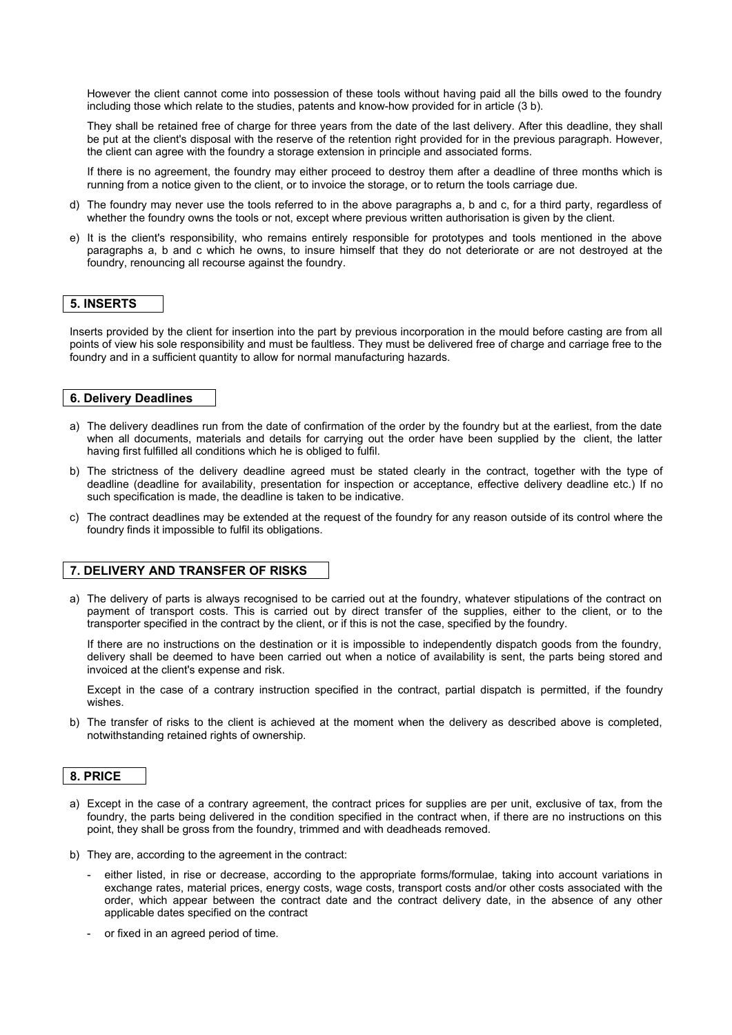However the client cannot come into possession of these tools without having paid all the bills owed to the foundry including those which relate to the studies, patents and know-how provided for in article (3 b).

They shall be retained free of charge for three years from the date of the last delivery. After this deadline, they shall be put at the client's disposal with the reserve of the retention right provided for in the previous paragraph. However, the client can agree with the foundry a storage extension in principle and associated forms.

If there is no agreement, the foundry may either proceed to destroy them after a deadline of three months which is running from a notice given to the client, or to invoice the storage, or to return the tools carriage due.

d) The foundry may never use the tools referred to in the above paragraphs a, b and c, for a third party, regardless of whether the foundry owns the tools or not, except where previous written authorisation is given by the client.

e) It is the client's responsibility, who remains entirely responsible for prototypes and tools mentioned in the above paragraphs a, b and c which he owns, to insure himself that they do not deteriorate or are not destroyed at the foundry, renouncing all recourse against the foundry.

## 5. INSERTS

Inserts provided by the client for insertion into the part by previous incorporation in the mould before casting are from all points of view his sole responsibility and must be faultless. They must be delivered free of charge and carriage free to the foundry and in a sufficient quantity to allow for normal manufacturing hazards.

## 6. Delivery Deadlines

a) The delivery deadlines run from the date of confirmation of the order by the foundry but at the earliest, from the date when all documents, materials and details for carrying out the order have been supplied by the client, the latter having first fulfilled all conditions which he is obliged to fulfil.

b) The strictness of the delivery deadline agreed must be stated clearly in the contract, together with the type of deadline (deadline for availability, presentation for inspection or acceptance, effective delivery deadline etc.) If no such specification is made, the deadline is taken to be indicative.

c) The contract deadlines may be extended at the request of the foundry for any reason outside of its control where the foundry finds it impossible to fulfil its obligations.

## 7. DELIVERY AND TRANSFER OF RISKS

a) The delivery of parts is always recognised to be carried out at the foundry, whatever stipulations of the contract on payment of transport costs. This is carried out by direct transfer of the supplies, either to the client, or to the transporter specified in the contract by the client, or if this is not the case, specified by the foundry.

If there are no instructions on the destination or it is impossible to independently dispatch goods from the foundry, delivery shall be deemed to have been carried out when a notice of availability is sent, the parts being stored and invoiced at the client's expense and risk.

Except in the case of a contrary instruction specified in the contract, partial dispatch is permitted, if the foundry wishes.

b) The transfer of risks to the client is achieved at the moment when the delivery as described above is completed, notwithstanding retained rights of ownership.

## 8. PRICE

a) Except in the case of a contrary agreement, the contract prices for supplies are per unit, exclusive of tax, from the foundry, the parts being delivered in the condition specified in the contract when, if there are no instructions on this point, they shall be gross from the foundry, trimmed and with deadheads removed.

b) They are, according to the agreement in the contract:

- either listed, in rise or decrease, according to the appropriate forms/formulae, taking into account variations in exchange rates, material prices, energy costs, wage costs, transport costs and/or other costs associated with the order, which appear between the contract date and the contract delivery date, in the absence of any other applicable dates specified on the contract
- or fixed in an agreed period of time.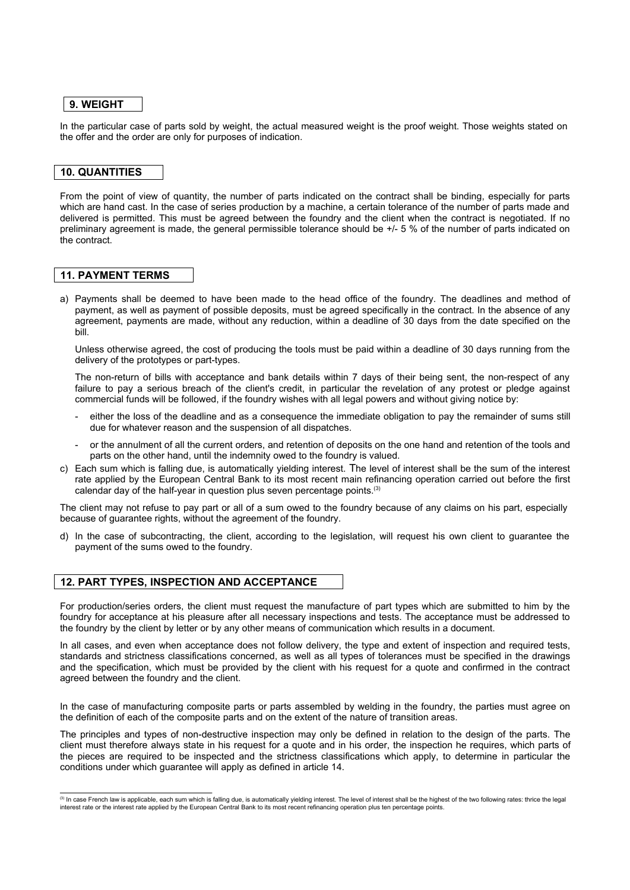## 9. WEIGHT

In the particular case of parts sold by weight, the actual measured weight is the proof weight. Those weights stated on the offer and the order are only for purposes of indication.

## 10. QUANTITIES

From the point of view of quantity, the number of parts indicated on the contract shall be binding, especially for parts which are hand cast. In the case of series production by a machine, a certain tolerance of the number of parts made and delivered is permitted. This must be agreed between the foundry and the client when the contract is negotiated. If no preliminary agreement is made, the general permissible tolerance should be +/- 5 % of the number of parts indicated on the contract.

## 11. PAYMENT TERMS

a) Payments shall be deemed to have been made to the head office of the foundry. The deadlines and method of payment, as well as payment of possible deposits, must be agreed specifically in the contract. In the absence of any agreement, payments are made, without any reduction, within a deadline of 30 days from the date specified on the bill.

   Unless otherwise agreed, the cost of producing the tools must be paid within a deadline of 30 days running from the delivery of the prototypes or part-types.

   The non-return of bills with acceptance and bank details within 7 days of their being sent, the non-respect of any failure to pay a serious breach of the client's credit, in particular the revelation of any protest or pledge against commercial funds will be followed, if the foundry wishes with all legal powers and without giving notice by:

   - either the loss of the deadline and as a consequence the immediate obligation to pay the remainder of sums still due for whatever reason and the suspension of all dispatches.
   - or the annulment of all the current orders, and retention of deposits on the one hand and retention of the tools and parts on the other hand, until the indemnity owed to the foundry is valued.

c) Each sum which is falling due, is automatically yielding interest. The level of interest shall be the sum of the interest rate applied by the European Central Bank to its most recent main refinancing operation carried out before the first calendar day of the half-year in question plus seven percentage points.[3]

The client may not refuse to pay part or all of a sum owed to the foundry because of any claims on his part, especially because of guarantee rights, without the agreement of the foundry.

d) In the case of subcontracting, the client, according to the legislation, will request his own client to guarantee the payment of the sums owed to the foundry.

## 12. PART TYPES, INSPECTION AND ACCEPTANCE

For production/series orders, the client must request the manufacture of part types which are submitted to him by the foundry for acceptance at his pleasure after all necessary inspections and tests. The acceptance must be addressed to the foundry by the client by letter or by any other means of communication which results in a document.

In all cases, and even when acceptance does not follow delivery, the type and extent of inspection and required tests, standards and strictness classifications concerned, as well as all types of tolerances must be specified in the drawings and the specification, which must be provided by the client with his request for a quote and confirmed in the contract agreed between the foundry and the client.

In the case of manufacturing composite parts or parts assembled by welding in the foundry, the parties must agree on the definition of each of the composite parts and on the extent of the nature of transition areas.

The principles and types of non-destructive inspection may only be defined in relation to the design of the parts. The client must therefore always state in his request for a quote and in his order, the inspection he requires, which parts of the pieces are required to be inspected and the strictness classifications which apply, to determine in particular the conditions under which guarantee will apply as defined in article 14.

---

[3] In case French law is applicable, each sum which is falling due, is automatically yielding interest. The level of interest shall be the highest of the two following rates: thrice the legal interest rate or the interest rate applied by the European Central Bank to its most recent refinancing operation plus ten percentage points.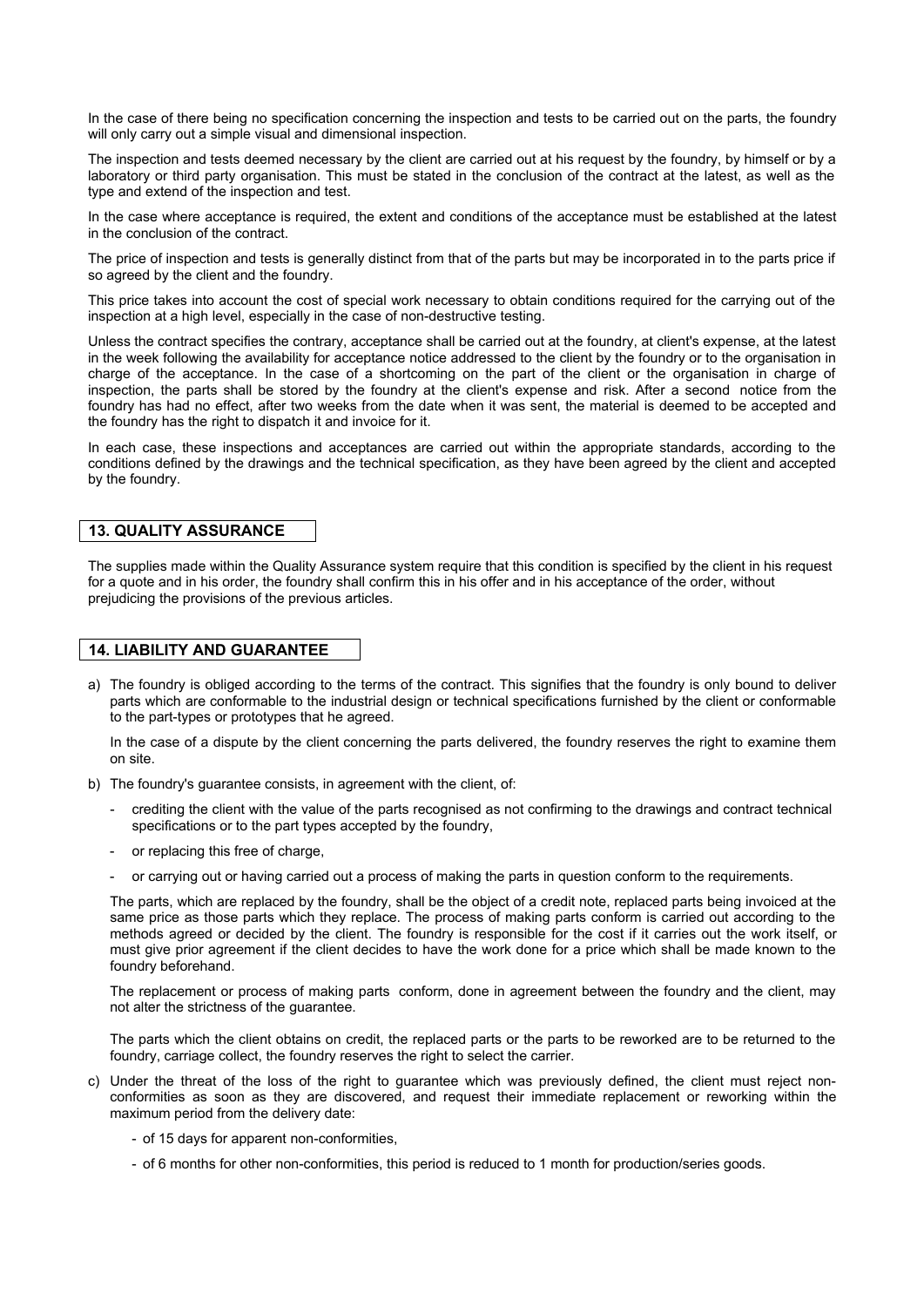In the case of there being no specification concerning the inspection and tests to be carried out on the parts, the foundry will only carry out a simple visual and dimensional inspection.

The inspection and tests deemed necessary by the client are carried out at his request by the foundry, by himself or by a laboratory or third party organisation. This must be stated in the conclusion of the contract at the latest, as well as the type and extend of the inspection and test.

In the case where acceptance is required, the extent and conditions of the acceptance must be established at the latest in the conclusion of the contract.

The price of inspection and tests is generally distinct from that of the parts but may be incorporated in to the parts price if so agreed by the client and the foundry.

This price takes into account the cost of special work necessary to obtain conditions required for the carrying out of the inspection at a high level, especially in the case of non-destructive testing.

Unless the contract specifies the contrary, acceptance shall be carried out at the foundry, at client's expense, at the latest in the week following the availability for acceptance notice addressed to the client by the foundry or to the organisation in charge of the acceptance. In the case of a shortcoming on the part of the client or the organisation in charge of inspection, the parts shall be stored by the foundry at the client's expense and risk. After a second notice from the foundry has had no effect, after two weeks from the date when it was sent, the material is deemed to be accepted and the foundry has the right to dispatch it and invoice for it.

In each case, these inspections and acceptances are carried out within the appropriate standards, according to the conditions defined by the drawings and the technical specification, as they have been agreed by the client and accepted by the foundry.

## 13. QUALITY ASSURANCE

The supplies made within the Quality Assurance system require that this condition is specified by the client in his request for a quote and in his order, the foundry shall confirm this in his offer and in his acceptance of the order, without prejudicing the provisions of the previous articles.

## 14. LIABILITY AND GUARANTEE

a) The foundry is obliged according to the terms of the contract. This signifies that the foundry is only bound to deliver parts which are conformable to the industrial design or technical specifications furnished by the client or conformable to the part-types or prototypes that he agreed.

   In the case of a dispute by the client concerning the parts delivered, the foundry reserves the right to examine them on site.

b) The foundry's guarantee consists, in agreement with the client, of:

   - crediting the client with the value of the parts recognised as not confirming to the drawings and contract technical specifications or to the part types accepted by the foundry,
   - or replacing this free of charge,
   - or carrying out or having carried out a process of making the parts in question conform to the requirements.

   The parts, which are replaced by the foundry, shall be the object of a credit note, replaced parts being invoiced at the same price as those parts which they replace. The process of making parts conform is carried out according to the methods agreed or decided by the client. The foundry is responsible for the cost if it carries out the work itself, or must give prior agreement if the client decides to have the work done for a price which shall be made known to the foundry beforehand.

   The replacement or process of making parts conform, done in agreement between the foundry and the client, may not alter the strictness of the guarantee.

   The parts which the client obtains on credit, the replaced parts or the parts to be reworked are to be returned to the foundry, carriage collect, the foundry reserves the right to select the carrier.

c) Under the threat of the loss of the right to guarantee which was previously defined, the client must reject non-conformities as soon as they are discovered, and request their immediate replacement or reworking within the maximum period from the delivery date:

   - of 15 days for apparent non-conformities,
   - of 6 months for other non-conformities, this period is reduced to 1 month for production/series goods.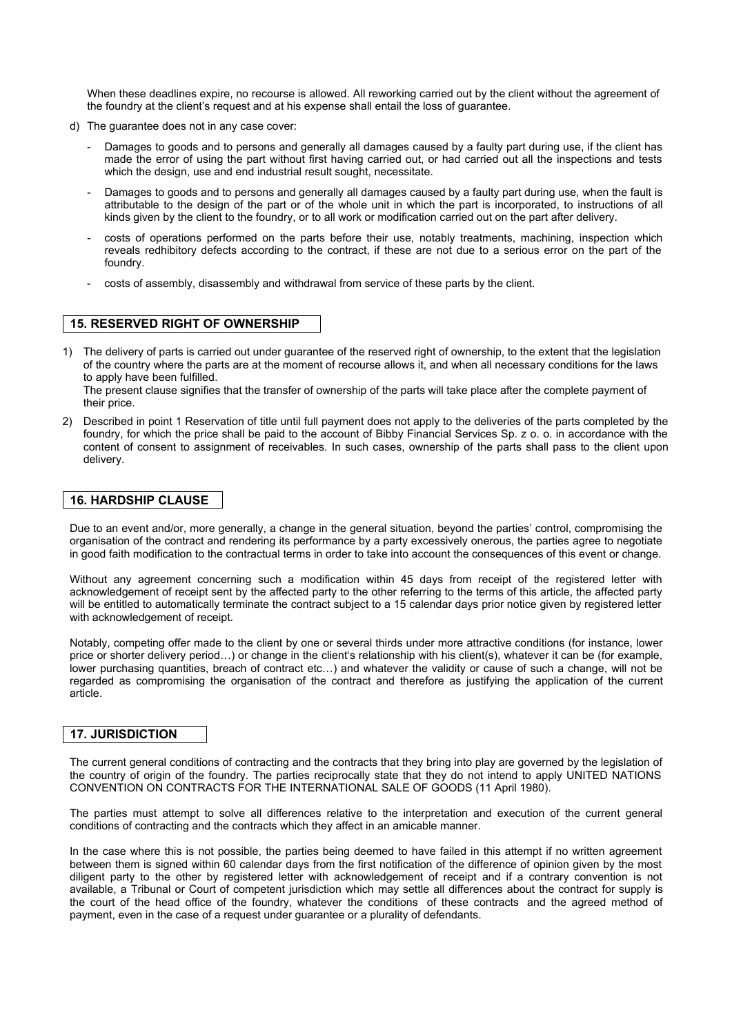When these deadlines expire, no recourse is allowed. All reworking carried out by the client without the agreement of the foundry at the client's request and at his expense shall entail the loss of guarantee.

d) The guarantee does not in any case cover:

   - Damages to goods and to persons and generally all damages caused by a faulty part during use, if the client has made the error of using the part without first having carried out, or had carried out all the inspections and tests which the design, use and end industrial result sought, necessitate.
   - Damages to goods and to persons and generally all damages caused by a faulty part during use, when the fault is attributable to the design of the part or of the whole unit in which the part is incorporated, to instructions of all kinds given by the client to the foundry, or to all work or modification carried out on the part after delivery.
   - costs of operations performed on the parts before their use, notably treatments, machining, inspection which reveals redhibitory defects according to the contract, if these are not due to a serious error on the part of the foundry.
   - costs of assembly, disassembly and withdrawal from service of these parts by the client.

## 15. RESERVED RIGHT OF OWNERSHIP

1) The delivery of parts is carried out under guarantee of the reserved right of ownership, to the extent that the legislation of the country where the parts are at the moment of recourse allows it, and when all necessary conditions for the laws to apply have been fulfilled.
   The present clause signifies that the transfer of ownership of the parts will take place after the complete payment of their price.
2) Described in point 1 Reservation of title until full payment does not apply to the deliveries of the parts completed by the foundry, for which the price shall be paid to the account of Bibby Financial Services Sp. z o. o. in accordance with the content of consent to assignment of receivables. In such cases, ownership of the parts shall pass to the client upon delivery.

## 16. HARDSHIP CLAUSE

Due to an event and/or, more generally, a change in the general situation, beyond the parties' control, compromising the organisation of the contract and rendering its performance by a party excessively onerous, the parties agree to negotiate in good faith modification to the contractual terms in order to take into account the consequences of this event or change.

Without any agreement concerning such a modification within 45 days from receipt of the registered letter with acknowledgement of receipt sent by the affected party to the other referring to the terms of this article, the affected party will be entitled to automatically terminate the contract subject to a 15 calendar days prior notice given by registered letter with acknowledgement of receipt.

Notably, competing offer made to the client by one or several thirds under more attractive conditions (for instance, lower price or shorter delivery period…) or change in the client's relationship with his client(s), whatever it can be (for example, lower purchasing quantities, breach of contract etc…) and whatever the validity or cause of such a change, will not be regarded as compromising the organisation of the contract and therefore as justifying the application of the current article.

## 17. JURISDICTION

The current general conditions of contracting and the contracts that they bring into play are governed by the legislation of the country of origin of the foundry. The parties reciprocally state that they do not intend to apply UNITED NATIONS CONVENTION ON CONTRACTS FOR THE INTERNATIONAL SALE OF GOODS (11 April 1980).

The parties must attempt to solve all differences relative to the interpretation and execution of the current general conditions of contracting and the contracts which they affect in an amicable manner.

In the case where this is not possible, the parties being deemed to have failed in this attempt if no written agreement between them is signed within 60 calendar days from the first notification of the difference of opinion given by the most diligent party to the other by registered letter with acknowledgement of receipt and if a contrary convention is not available, a Tribunal or Court of competent jurisdiction which may settle all differences about the contract for supply is the court of the head office of the foundry, whatever the conditions of these contracts and the agreed method of payment, even in the case of a request under guarantee or a plurality of defendants.